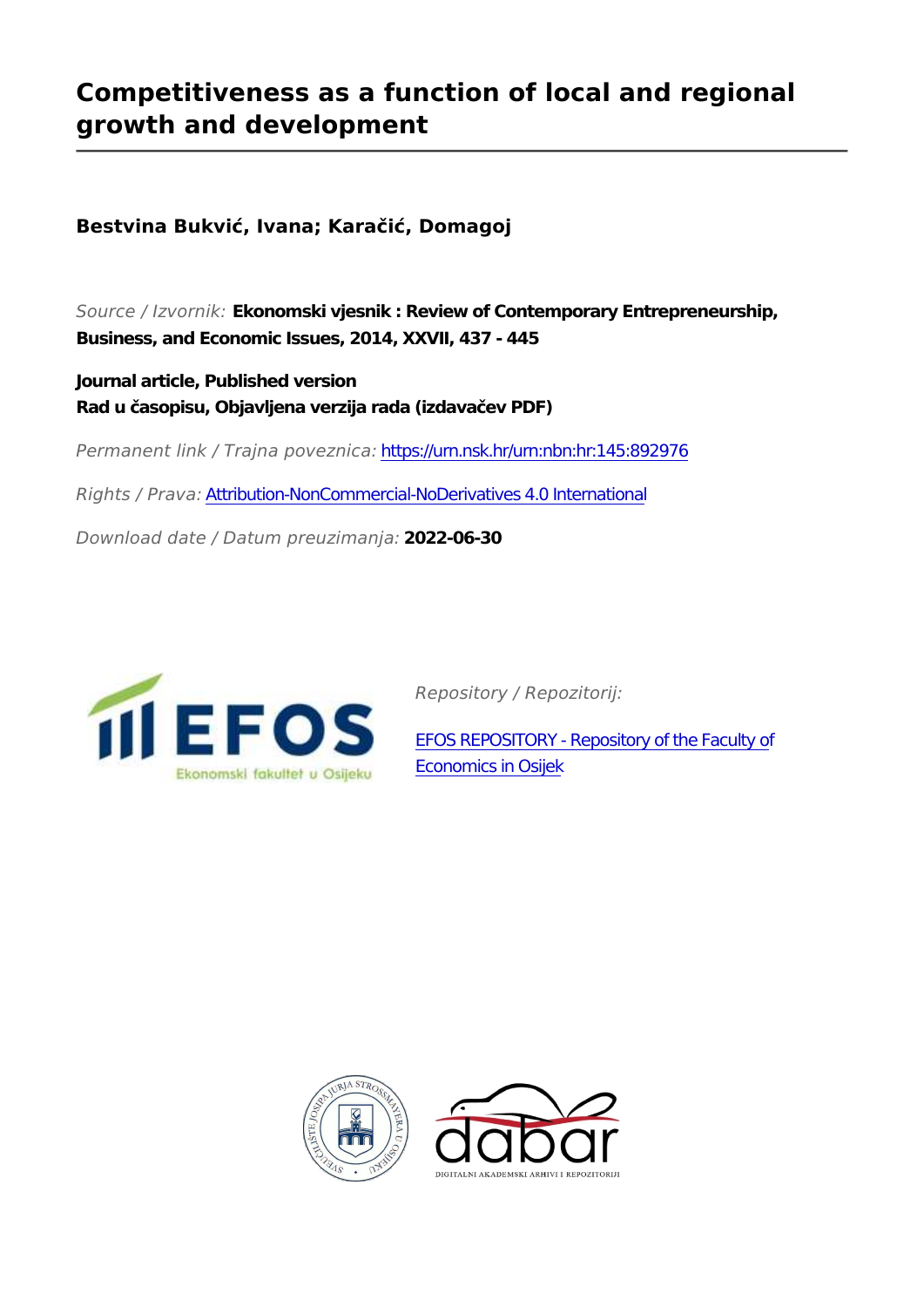# Competitiveness as a function of local and regional growth and development

**Bestvina Bukvić, Ivana; Karačić, Domagoj**

*Source / Izvornik:* **Ekonomski vjesnik : Review of Contemporary Entrepreneurship, Business, and Economic Issues, 2014, XXVII, 437 - 445**

**Journal article, Published version**
**Rad u časopisu, Objavljena verzija rada (izdavačev PDF)**

*Permanent link / Trajna poveznica:* https://urn.nsk.hr/urn:nbn:hr:145:892976

*Rights / Prava:* Attribution-NonCommercial-NoDerivatives 4.0 International

*Download date / Datum preuzimanja:* **2022-06-30**

*Repository / Repozitorij:*

EFOS REPOSITORY - Repository of the Faculty of Economics in Osijek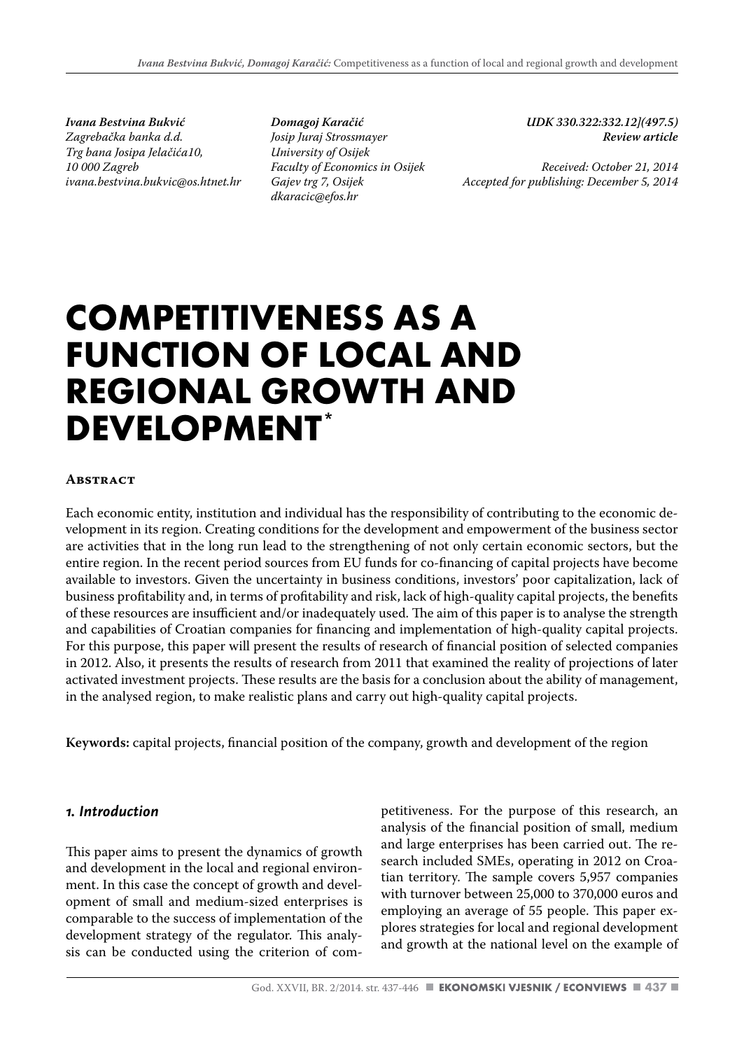*Ivana Bestvina Bukvić*
*Zagrebačka banka d.d.*
*Trg bana Josipa Jelačića10,*
*10 000 Zagreb*
*ivana.bestvina.bukvic@os.htnet.hr*

*Domagoj Karačić*
*Josip Juraj Strossmayer*
*University of Osijek*
*Faculty of Economics in Osijek*
*Gajev trg 7, Osijek*
*dkaracic@efos.hr*

*UDK 330.322:332.12](497.5)*
*Review article*

*Received: October 21, 2014*
*Accepted for publishing: December 5, 2014*

# COMPETITIVENESS AS A FUNCTION OF LOCAL AND REGIONAL GROWTH AND DEVELOPMENT*

**Abstract**

Each economic entity, institution and individual has the responsibility of contributing to the economic development in its region. Creating conditions for the development and empowerment of the business sector are activities that in the long run lead to the strengthening of not only certain economic sectors, but the entire region. In the recent period sources from EU funds for co-financing of capital projects have become available to investors. Given the uncertainty in business conditions, investors' poor capitalization, lack of business profitability and, in terms of profitability and risk, lack of high-quality capital projects, the benefits of these resources are insufficient and/or inadequately used. The aim of this paper is to analyse the strength and capabilities of Croatian companies for financing and implementation of high-quality capital projects. For this purpose, this paper will present the results of research of financial position of selected companies in 2012. Also, it presents the results of research from 2011 that examined the reality of projections of later activated investment projects. These results are the basis for a conclusion about the ability of management, in the analysed region, to make realistic plans and carry out high-quality capital projects.

**Keywords:** capital projects, financial position of the company, growth and development of the region

## *1. Introduction*

This paper aims to present the dynamics of growth and development in the local and regional environment. In this case the concept of growth and development of small and medium-sized enterprises is comparable to the success of implementation of the development strategy of the regulator. This analysis can be conducted using the criterion of competitiveness. For the purpose of this research, an analysis of the financial position of small, medium and large enterprises has been carried out. The research included SMEs, operating in 2012 on Croatian territory. The sample covers 5,957 companies with turnover between 25,000 to 370,000 euros and employing an average of 55 people. This paper explores strategies for local and regional development and growth at the national level on the example of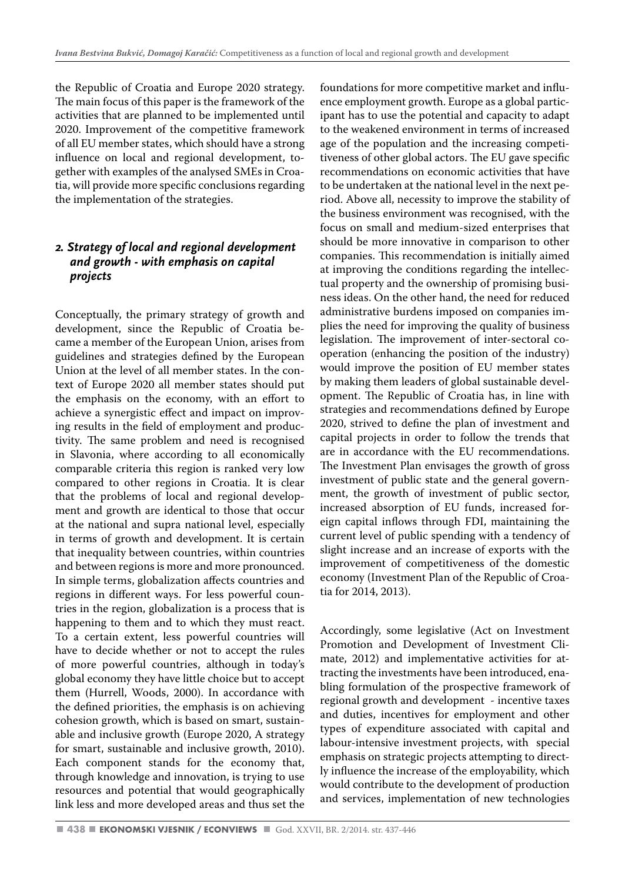the Republic of Croatia and Europe 2020 strategy. The main focus of this paper is the framework of the activities that are planned to be implemented until 2020. Improvement of the competitive framework of all EU member states, which should have a strong influence on local and regional development, together with examples of the analysed SMEs in Croatia, will provide more specific conclusions regarding the implementation of the strategies.

## 2. Strategy of local and regional development and growth - with emphasis on capital projects

Conceptually, the primary strategy of growth and development, since the Republic of Croatia became a member of the European Union, arises from guidelines and strategies defined by the European Union at the level of all member states. In the context of Europe 2020 all member states should put the emphasis on the economy, with an effort to achieve a synergistic effect and impact on improving results in the field of employment and productivity. The same problem and need is recognised in Slavonia, where according to all economically comparable criteria this region is ranked very low compared to other regions in Croatia. It is clear that the problems of local and regional development and growth are identical to those that occur at the national and supra national level, especially in terms of growth and development. It is certain that inequality between countries, within countries and between regions is more and more pronounced. In simple terms, globalization affects countries and regions in different ways. For less powerful countries in the region, globalization is a process that is happening to them and to which they must react. To a certain extent, less powerful countries will have to decide whether or not to accept the rules of more powerful countries, although in today's global economy they have little choice but to accept them (Hurrell, Woods, 2000). In accordance with the defined priorities, the emphasis is on achieving cohesion growth, which is based on smart, sustainable and inclusive growth (Europe 2020, A strategy for smart, sustainable and inclusive growth, 2010). Each component stands for the economy that, through knowledge and innovation, is trying to use resources and potential that would geographically link less and more developed areas and thus set the foundations for more competitive market and influence employment growth. Europe as a global participant has to use the potential and capacity to adapt to the weakened environment in terms of increased age of the population and the increasing competitiveness of other global actors. The EU gave specific recommendations on economic activities that have to be undertaken at the national level in the next period. Above all, necessity to improve the stability of the business environment was recognised, with the focus on small and medium-sized enterprises that should be more innovative in comparison to other companies. This recommendation is initially aimed at improving the conditions regarding the intellectual property and the ownership of promising business ideas. On the other hand, the need for reduced administrative burdens imposed on companies implies the need for improving the quality of business legislation. The improvement of inter-sectoral cooperation (enhancing the position of the industry) would improve the position of EU member states by making them leaders of global sustainable development. The Republic of Croatia has, in line with strategies and recommendations defined by Europe 2020, strived to define the plan of investment and capital projects in order to follow the trends that are in accordance with the EU recommendations. The Investment Plan envisages the growth of gross investment of public state and the general government, the growth of investment of public sector, increased absorption of EU funds, increased foreign capital inflows through FDI, maintaining the current level of public spending with a tendency of slight increase and an increase of exports with the improvement of competitiveness of the domestic economy (Investment Plan of the Republic of Croatia for 2014, 2013).

Accordingly, some legislative (Act on Investment Promotion and Development of Investment Climate, 2012) and implementative activities for attracting the investments have been introduced, enabling formulation of the prospective framework of regional growth and development - incentive taxes and duties, incentives for employment and other types of expenditure associated with capital and labour-intensive investment projects, with special emphasis on strategic projects attempting to directly influence the increase of the employability, which would contribute to the development of production and services, implementation of new technologies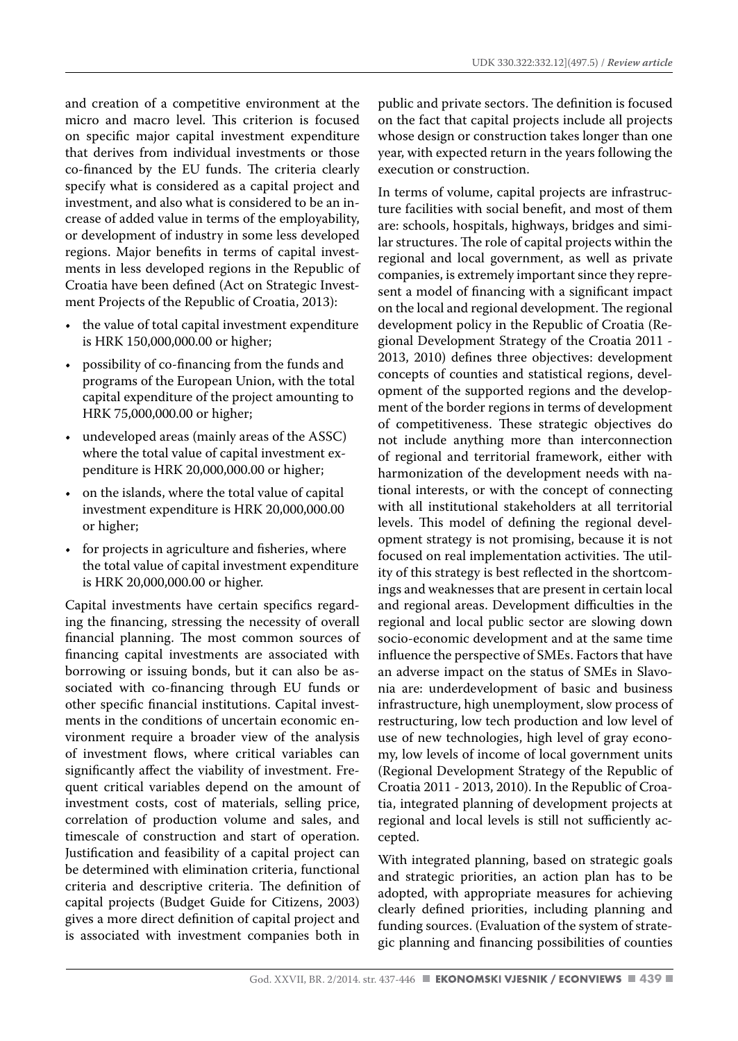and creation of a competitive environment at the micro and macro level. This criterion is focused on specific major capital investment expenditure that derives from individual investments or those co-financed by the EU funds. The criteria clearly specify what is considered as a capital project and investment, and also what is considered to be an increase of added value in terms of the employability, or development of industry in some less developed regions. Major benefits in terms of capital investments in less developed regions in the Republic of Croatia have been defined (Act on Strategic Investment Projects of the Republic of Croatia, 2013):

- the value of total capital investment expenditure is HRK 150,000,000.00 or higher;
- possibility of co-financing from the funds and programs of the European Union, with the total capital expenditure of the project amounting to HRK 75,000,000.00 or higher;
- undeveloped areas (mainly areas of the ASSC) where the total value of capital investment expenditure is HRK 20,000,000.00 or higher;
- on the islands, where the total value of capital investment expenditure is HRK 20,000,000.00 or higher;
- for projects in agriculture and fisheries, where the total value of capital investment expenditure is HRK 20,000,000.00 or higher.

Capital investments have certain specifics regarding the financing, stressing the necessity of overall financial planning. The most common sources of financing capital investments are associated with borrowing or issuing bonds, but it can also be associated with co-financing through EU funds or other specific financial institutions. Capital investments in the conditions of uncertain economic environment require a broader view of the analysis of investment flows, where critical variables can significantly affect the viability of investment. Frequent critical variables depend on the amount of investment costs, cost of materials, selling price, correlation of production volume and sales, and timescale of construction and start of operation. Justification and feasibility of a capital project can be determined with elimination criteria, functional criteria and descriptive criteria. The definition of capital projects (Budget Guide for Citizens, 2003) gives a more direct definition of capital project and is associated with investment companies both in public and private sectors. The definition is focused on the fact that capital projects include all projects whose design or construction takes longer than one year, with expected return in the years following the execution or construction.

In terms of volume, capital projects are infrastructure facilities with social benefit, and most of them are: schools, hospitals, highways, bridges and similar structures. The role of capital projects within the regional and local government, as well as private companies, is extremely important since they represent a model of financing with a significant impact on the local and regional development. The regional development policy in the Republic of Croatia (Regional Development Strategy of the Croatia 2011 - 2013, 2010) defines three objectives: development concepts of counties and statistical regions, development of the supported regions and the development of the border regions in terms of development of competitiveness. These strategic objectives do not include anything more than interconnection of regional and territorial framework, either with harmonization of the development needs with national interests, or with the concept of connecting with all institutional stakeholders at all territorial levels. This model of defining the regional development strategy is not promising, because it is not focused on real implementation activities. The utility of this strategy is best reflected in the shortcomings and weaknesses that are present in certain local and regional areas. Development difficulties in the regional and local public sector are slowing down socio-economic development and at the same time influence the perspective of SMEs. Factors that have an adverse impact on the status of SMEs in Slavonia are: underdevelopment of basic and business infrastructure, high unemployment, slow process of restructuring, low tech production and low level of use of new technologies, high level of gray economy, low levels of income of local government units (Regional Development Strategy of the Republic of Croatia 2011 - 2013, 2010). In the Republic of Croatia, integrated planning of development projects at regional and local levels is still not sufficiently accepted.

With integrated planning, based on strategic goals and strategic priorities, an action plan has to be adopted, with appropriate measures for achieving clearly defined priorities, including planning and funding sources. (Evaluation of the system of strategic planning and financing possibilities of counties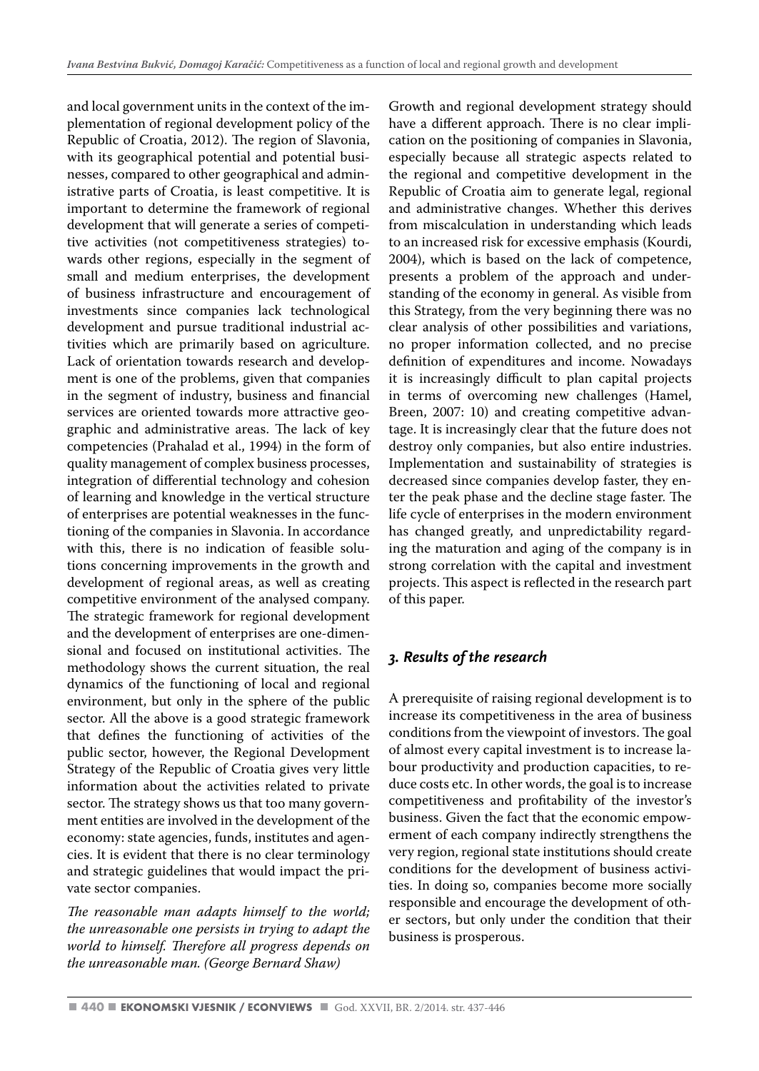and local government units in the context of the implementation of regional development policy of the Republic of Croatia, 2012). The region of Slavonia, with its geographical potential and potential businesses, compared to other geographical and administrative parts of Croatia, is least competitive. It is important to determine the framework of regional development that will generate a series of competitive activities (not competitiveness strategies) towards other regions, especially in the segment of small and medium enterprises, the development of business infrastructure and encouragement of investments since companies lack technological development and pursue traditional industrial activities which are primarily based on agriculture. Lack of orientation towards research and development is one of the problems, given that companies in the segment of industry, business and financial services are oriented towards more attractive geographic and administrative areas. The lack of key competencies (Prahalad et al., 1994) in the form of quality management of complex business processes, integration of differential technology and cohesion of learning and knowledge in the vertical structure of enterprises are potential weaknesses in the functioning of the companies in Slavonia. In accordance with this, there is no indication of feasible solutions concerning improvements in the growth and development of regional areas, as well as creating competitive environment of the analysed company. The strategic framework for regional development and the development of enterprises are one-dimensional and focused on institutional activities. The methodology shows the current situation, the real dynamics of the functioning of local and regional environment, but only in the sphere of the public sector. All the above is a good strategic framework that defines the functioning of activities of the public sector, however, the Regional Development Strategy of the Republic of Croatia gives very little information about the activities related to private sector. The strategy shows us that too many government entities are involved in the development of the economy: state agencies, funds, institutes and agencies. It is evident that there is no clear terminology and strategic guidelines that would impact the private sector companies.

*The reasonable man adapts himself to the world; the unreasonable one persists in trying to adapt the world to himself. Therefore all progress depends on the unreasonable man. (George Bernard Shaw)*

Growth and regional development strategy should have a different approach. There is no clear implication on the positioning of companies in Slavonia, especially because all strategic aspects related to the regional and competitive development in the Republic of Croatia aim to generate legal, regional and administrative changes. Whether this derives from miscalculation in understanding which leads to an increased risk for excessive emphasis (Kourdi, 2004), which is based on the lack of competence, presents a problem of the approach and understanding of the economy in general. As visible from this Strategy, from the very beginning there was no clear analysis of other possibilities and variations, no proper information collected, and no precise definition of expenditures and income. Nowadays it is increasingly difficult to plan capital projects in terms of overcoming new challenges (Hamel, Breen, 2007: 10) and creating competitive advantage. It is increasingly clear that the future does not destroy only companies, but also entire industries. Implementation and sustainability of strategies is decreased since companies develop faster, they enter the peak phase and the decline stage faster. The life cycle of enterprises in the modern environment has changed greatly, and unpredictability regarding the maturation and aging of the company is in strong correlation with the capital and investment projects. This aspect is reflected in the research part of this paper.

## 3. Results of the research

A prerequisite of raising regional development is to increase its competitiveness in the area of business conditions from the viewpoint of investors. The goal of almost every capital investment is to increase labour productivity and production capacities, to reduce costs etc. In other words, the goal is to increase competitiveness and profitability of the investor's business. Given the fact that the economic empowerment of each company indirectly strengthens the very region, regional state institutions should create conditions for the development of business activities. In doing so, companies become more socially responsible and encourage the development of other sectors, but only under the condition that their business is prosperous.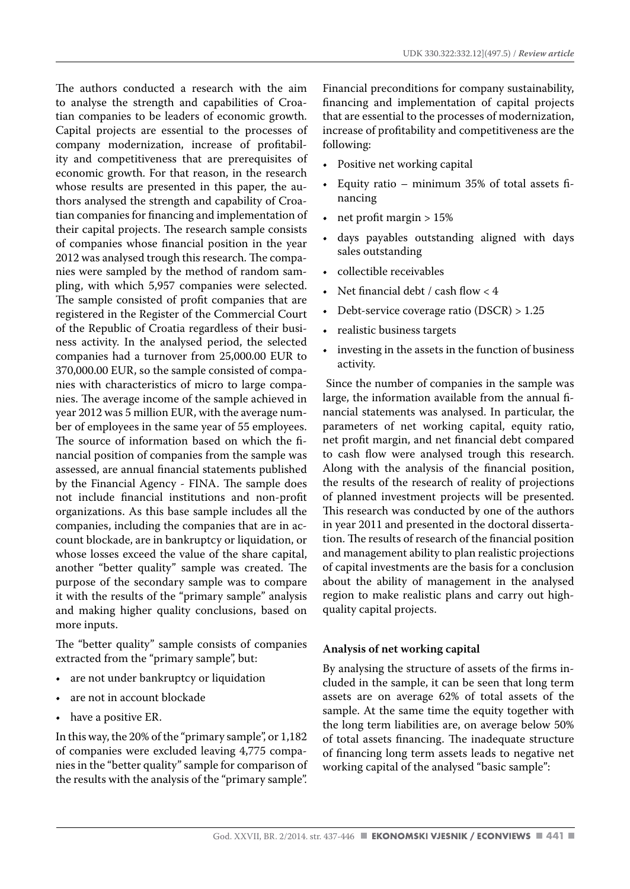The authors conducted a research with the aim to analyse the strength and capabilities of Croatian companies to be leaders of economic growth. Capital projects are essential to the processes of company modernization, increase of profitability and competitiveness that are prerequisites of economic growth. For that reason, in the research whose results are presented in this paper, the authors analysed the strength and capability of Croatian companies for financing and implementation of their capital projects. The research sample consists of companies whose financial position in the year 2012 was analysed trough this research. The companies were sampled by the method of random sampling, with which 5,957 companies were selected. The sample consisted of profit companies that are registered in the Register of the Commercial Court of the Republic of Croatia regardless of their business activity. In the analysed period, the selected companies had a turnover from 25,000.00 EUR to 370,000.00 EUR, so the sample consisted of companies with characteristics of micro to large companies. The average income of the sample achieved in year 2012 was 5 million EUR, with the average number of employees in the same year of 55 employees. The source of information based on which the financial position of companies from the sample was assessed, are annual financial statements published by the Financial Agency - FINA. The sample does not include financial institutions and non-profit organizations. As this base sample includes all the companies, including the companies that are in account blockade, are in bankruptcy or liquidation, or whose losses exceed the value of the share capital, another "better quality" sample was created. The purpose of the secondary sample was to compare it with the results of the "primary sample" analysis and making higher quality conclusions, based on more inputs.

The "better quality" sample consists of companies extracted from the "primary sample", but:

- are not under bankruptcy or liquidation
- are not in account blockade
- have a positive ER.

In this way, the 20% of the "primary sample", or 1,182 of companies were excluded leaving 4,775 companies in the "better quality" sample for comparison of the results with the analysis of the "primary sample".

Financial preconditions for company sustainability, financing and implementation of capital projects that are essential to the processes of modernization, increase of profitability and competitiveness are the following:

- Positive net working capital
- Equity ratio – minimum 35% of total assets financing
- net profit margin > 15%
- days payables outstanding aligned with days sales outstanding
- collectible receivables
- Net financial debt / cash flow < 4
- Debt-service coverage ratio (DSCR) > 1.25
- realistic business targets
- investing in the assets in the function of business activity.

Since the number of companies in the sample was large, the information available from the annual financial statements was analysed. In particular, the parameters of net working capital, equity ratio, net profit margin, and net financial debt compared to cash flow were analysed trough this research. Along with the analysis of the financial position, the results of the research of reality of projections of planned investment projects will be presented. This research was conducted by one of the authors in year 2011 and presented in the doctoral dissertation. The results of research of the financial position and management ability to plan realistic projections of capital investments are the basis for a conclusion about the ability of management in the analysed region to make realistic plans and carry out high-quality capital projects.

### Analysis of net working capital

By analysing the structure of assets of the firms included in the sample, it can be seen that long term assets are on average 62% of total assets of the sample. At the same time the equity together with the long term liabilities are, on average below 50% of total assets financing. The inadequate structure of financing long term assets leads to negative net working capital of the analysed "basic sample":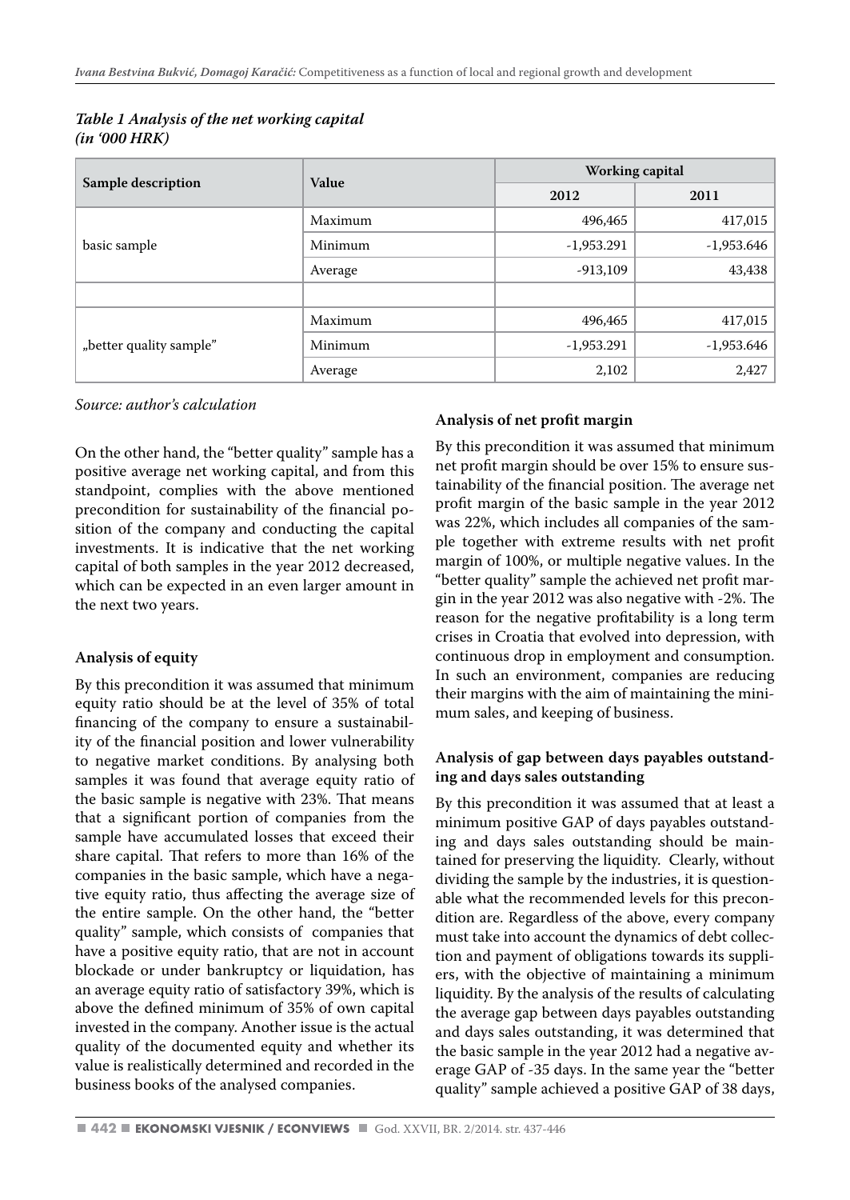*Table 1 Analysis of the net working capital (in '000 HRK)*

| Sample description | Value | Working capital | |
|---|---|---|---|
| | | 2012 | 2011 |
| basic sample | Maximum | 496,465 | 417,015 |
| | Minimum | -1,953.291 | -1,953.646 |
| | Average | -913,109 | 43,438 |
| | | | |
| „better quality sample" | Maximum | 496,465 | 417,015 |
| | Minimum | -1,953.291 | -1,953.646 |
| | Average | 2,102 | 2,427 |

*Source: author's calculation*

On the other hand, the "better quality" sample has a positive average net working capital, and from this standpoint, complies with the above mentioned precondition for sustainability of the financial position of the company and conducting the capital investments. It is indicative that the net working capital of both samples in the year 2012 decreased, which can be expected in an even larger amount in the next two years.

**Analysis of equity**

By this precondition it was assumed that minimum equity ratio should be at the level of 35% of total financing of the company to ensure a sustainability of the financial position and lower vulnerability to negative market conditions. By analysing both samples it was found that average equity ratio of the basic sample is negative with 23%. That means that a significant portion of companies from the sample have accumulated losses that exceed their share capital. That refers to more than 16% of the companies in the basic sample, which have a negative equity ratio, thus affecting the average size of the entire sample. On the other hand, the "better quality" sample, which consists of companies that have a positive equity ratio, that are not in account blockade or under bankruptcy or liquidation, has an average equity ratio of satisfactory 39%, which is above the defined minimum of 35% of own capital invested in the company. Another issue is the actual quality of the documented equity and whether its value is realistically determined and recorded in the business books of the analysed companies.

**Analysis of net profit margin**

By this precondition it was assumed that minimum net profit margin should be over 15% to ensure sustainability of the financial position. The average net profit margin of the basic sample in the year 2012 was 22%, which includes all companies of the sample together with extreme results with net profit margin of 100%, or multiple negative values. In the "better quality" sample the achieved net profit margin in the year 2012 was also negative with -2%. The reason for the negative profitability is a long term crises in Croatia that evolved into depression, with continuous drop in employment and consumption. In such an environment, companies are reducing their margins with the aim of maintaining the minimum sales, and keeping of business.

**Analysis of gap between days payables outstanding and days sales outstanding**

By this precondition it was assumed that at least a minimum positive GAP of days payables outstanding and days sales outstanding should be maintained for preserving the liquidity. Clearly, without dividing the sample by the industries, it is questionable what the recommended levels for this precondition are. Regardless of the above, every company must take into account the dynamics of debt collection and payment of obligations towards its suppliers, with the objective of maintaining a minimum liquidity. By the analysis of the results of calculating the average gap between days payables outstanding and days sales outstanding, it was determined that the basic sample in the year 2012 had a negative average GAP of -35 days. In the same year the "better quality" sample achieved a positive GAP of 38 days,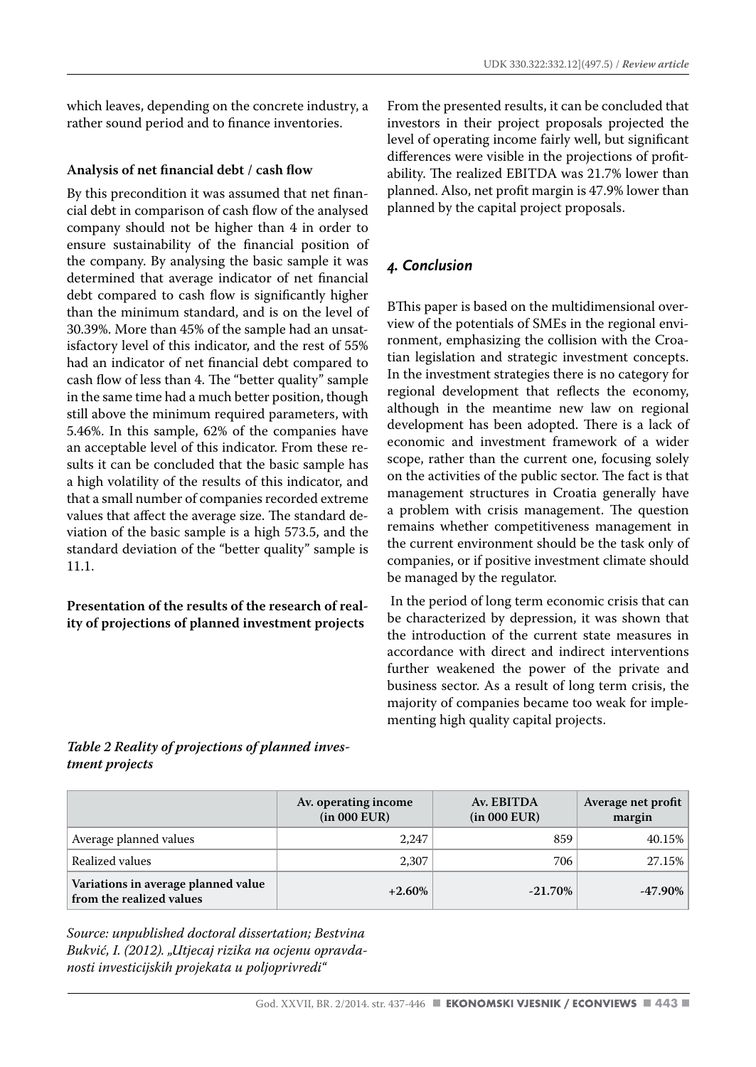which leaves, depending on the concrete industry, a rather sound period and to finance inventories.

**Analysis of net financial debt / cash flow**

By this precondition it was assumed that net financial debt in comparison of cash flow of the analysed company should not be higher than 4 in order to ensure sustainability of the financial position of the company. By analysing the basic sample it was determined that average indicator of net financial debt compared to cash flow is significantly higher than the minimum standard, and is on the level of 30.39%. More than 45% of the sample had an unsatisfactory level of this indicator, and the rest of 55% had an indicator of net financial debt compared to cash flow of less than 4. The "better quality" sample in the same time had a much better position, though still above the minimum required parameters, with 5.46%. In this sample, 62% of the companies have an acceptable level of this indicator. From these results it can be concluded that the basic sample has a high volatility of the results of this indicator, and that a small number of companies recorded extreme values that affect the average size. The standard deviation of the basic sample is a high 573.5, and the standard deviation of the "better quality" sample is 11.1.

**Presentation of the results of the research of reality of projections of planned investment projects**

*Table 2 Reality of projections of planned investment projects*

| | Av. operating income (in 000 EUR) | Av. EBITDA (in 000 EUR) | Average net profit margin |
|---|---|---|---|
| Average planned values | 2,247 | 859 | 40.15% |
| Realized values | 2,307 | 706 | 27.15% |
| **Variations in average planned value from the realized values** | **+2.60%** | **-21.70%** | **-47.90%** |

*Source: unpublished doctoral dissertation; Bestvina Bukvić, I. (2012). „Utjecaj rizika na ocjenu opravdanosti investicijskih projekata u poljoprivredi"*

From the presented results, it can be concluded that investors in their project proposals projected the level of operating income fairly well, but significant differences were visible in the projections of profitability. The realized EBITDA was 21.7% lower than planned. Also, net profit margin is 47.9% lower than planned by the capital project proposals.

## *4. Conclusion*

BThis paper is based on the multidimensional overview of the potentials of SMEs in the regional environment, emphasizing the collision with the Croatian legislation and strategic investment concepts. In the investment strategies there is no category for regional development that reflects the economy, although in the meantime new law on regional development has been adopted. There is a lack of economic and investment framework of a wider scope, rather than the current one, focusing solely on the activities of the public sector. The fact is that management structures in Croatia generally have a problem with crisis management. The question remains whether competitiveness management in the current environment should be the task only of companies, or if positive investment climate should be managed by the regulator.

In the period of long term economic crisis that can be characterized by depression, it was shown that the introduction of the current state measures in accordance with direct and indirect interventions further weakened the power of the private and business sector. As a result of long term crisis, the majority of companies became too weak for implementing high quality capital projects.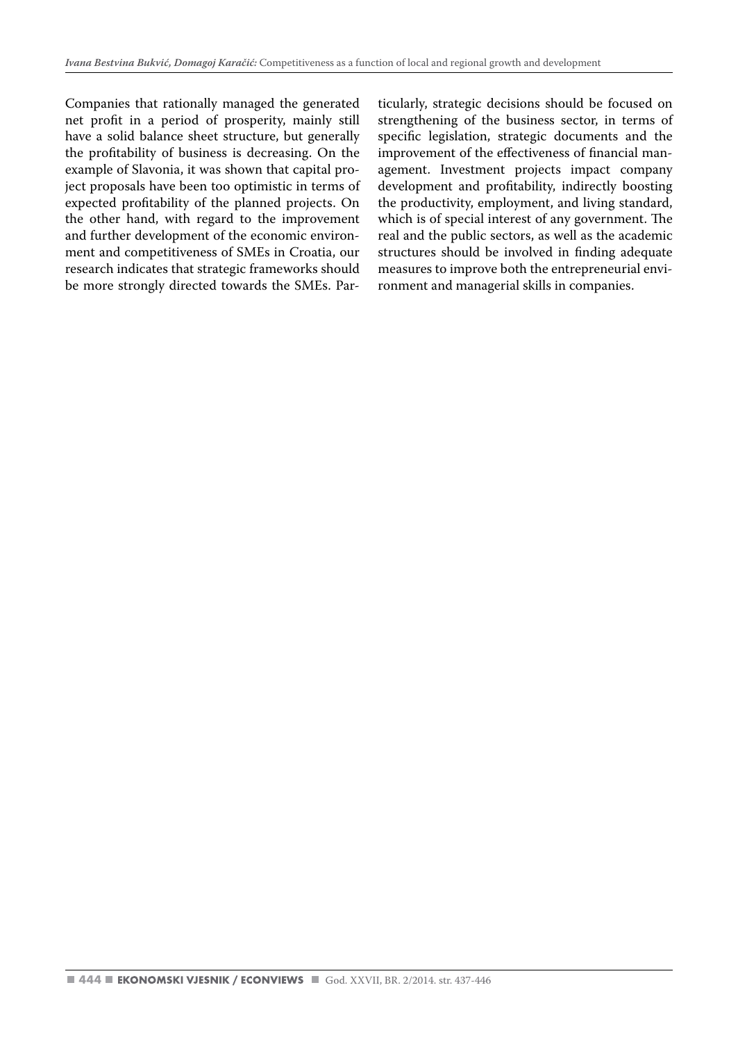Companies that rationally managed the generated net profit in a period of prosperity, mainly still have a solid balance sheet structure, but generally the profitability of business is decreasing. On the example of Slavonia, it was shown that capital project proposals have been too optimistic in terms of expected profitability of the planned projects. On the other hand, with regard to the improvement and further development of the economic environment and competitiveness of SMEs in Croatia, our research indicates that strategic frameworks should be more strongly directed towards the SMEs. Particularly, strategic decisions should be focused on strengthening of the business sector, in terms of specific legislation, strategic documents and the improvement of the effectiveness of financial management. Investment projects impact company development and profitability, indirectly boosting the productivity, employment, and living standard, which is of special interest of any government. The real and the public sectors, as well as the academic structures should be involved in finding adequate measures to improve both the entrepreneurial environment and managerial skills in companies.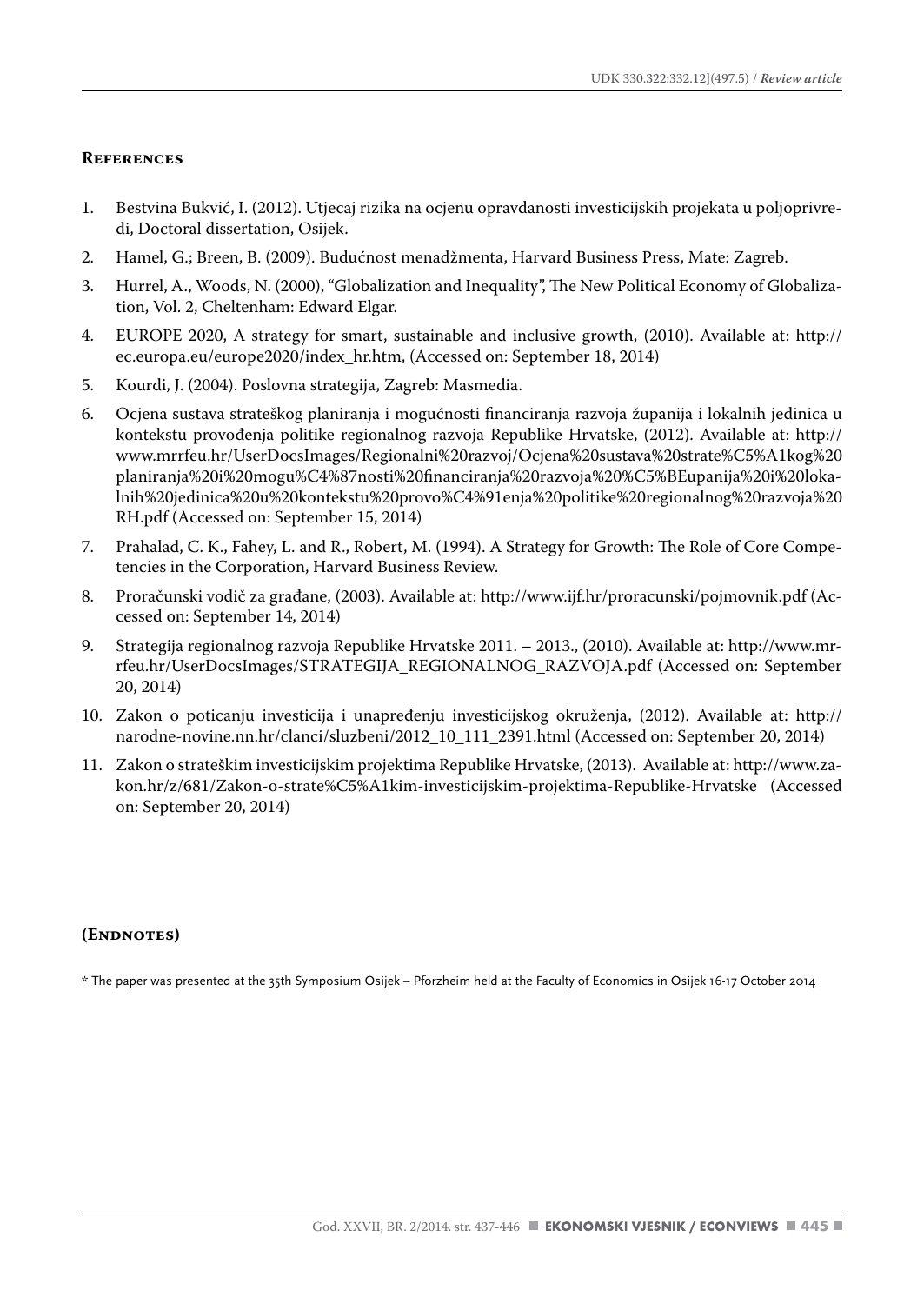## References

1. Bestvina Bukvić, I. (2012). Utjecaj rizika na ocjenu opravdanosti investicijskih projekata u poljoprivredi, Doctoral dissertation, Osijek.
2. Hamel, G.; Breen, B. (2009). Budućnost menadžmenta, Harvard Business Press, Mate: Zagreb.
3. Hurrel, A., Woods, N. (2000), "Globalization and Inequality", The New Political Economy of Globalization, Vol. 2, Cheltenham: Edward Elgar.
4. EUROPE 2020, A strategy for smart, sustainable and inclusive growth, (2010). Available at: http://ec.europa.eu/europe2020/index_hr.htm, (Accessed on: September 18, 2014)
5. Kourdi, J. (2004). Poslovna strategija, Zagreb: Masmedia.
6. Ocjena sustava strateškog planiranja i mogućnosti financiranja razvoja županija i lokalnih jedinica u kontekstu provođenja politike regionalnog razvoja Republike Hrvatske, (2012). Available at: http://www.mrrfeu.hr/UserDocsImages/Regionalni%20razvoj/Ocjena%20sustava%20strate%C5%A1kog%20planiranja%20i%20mogu%C4%87nosti%20financiranja%20razvoja%20%C5%BEupanija%20i%20lokalnih%20jedinica%20u%20kontekstu%20provo%C4%91enja%20politike%20regionalnog%20razvoja%20RH.pdf (Accessed on: September 15, 2014)
7. Prahalad, C. K., Fahey, L. and R., Robert, M. (1994). A Strategy for Growth: The Role of Core Competencies in the Corporation, Harvard Business Review.
8. Proračunski vodič za građane, (2003). Available at: http://www.ijf.hr/proracunski/pojmovnik.pdf (Accessed on: September 14, 2014)
9. Strategija regionalnog razvoja Republike Hrvatske 2011. – 2013., (2010). Available at: http://www.mrrfeu.hr/UserDocsImages/STRATEGIJA_REGIONALNOG_RAZVOJA.pdf (Accessed on: September 20, 2014)
10. Zakon o poticanju investicija i unapređenju investicijskog okruženja, (2012). Available at: http://narodne-novine.nn.hr/clanci/sluzbeni/2012_10_111_2391.html (Accessed on: September 20, 2014)
11. Zakon o strateškim investicijskim projektima Republike Hrvatske, (2013). Available at: http://www.zakon.hr/z/681/Zakon-o-strate%C5%A1kim-investicijskim-projektima-Republike-Hrvatske (Accessed on: September 20, 2014)

## (Endnotes)

* The paper was presented at the 35th Symposium Osijek – Pforzheim held at the Faculty of Economics in Osijek 16-17 October 2014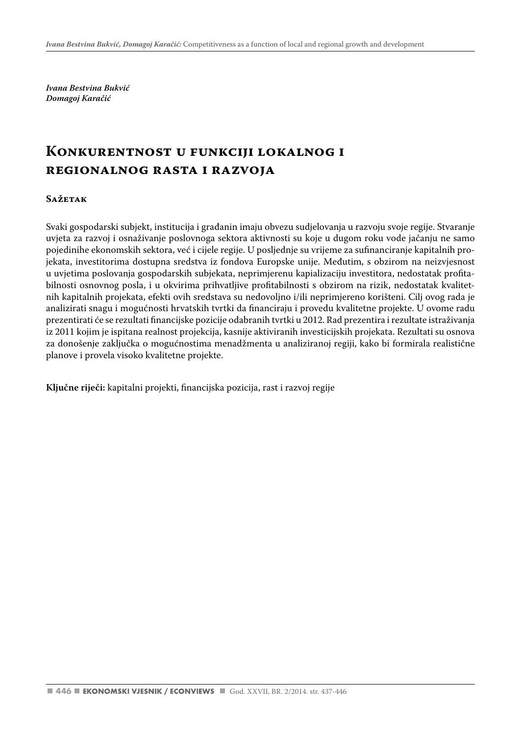*Ivana Bestvina Bukvić*
*Domagoj Karačić*

# Konkurentnost u funkciji lokalnog i regionalnog rasta i razvoja

## Sažetak

Svaki gospodarski subjekt, institucija i građanin imaju obvezu sudjelovanja u razvoju svoje regije. Stvaranje uvjeta za razvoj i osnaživanje poslovnoga sektora aktivnosti su koje u dugom roku vode jačanju ne samo pojedinihe ekonomskih sektora, već i cijele regije. U posljednje su vrijeme za sufinanciranje kapitalnih projekata, investitorima dostupna sredstva iz fondova Europske unije. Međutim, s obzirom na neizvjesnost u uvjetima poslovanja gospodarskih subjekata, neprimjerenu kapializaciju investitora, nedostatak profitabilnosti osnovnog posla, i u okvirima prihvatljive profitabilnosti s obzirom na rizik, nedostatak kvalitetnih kapitalnih projekata, efekti ovih sredstava su nedovoljno i/ili neprimjereno korišteni. Cilj ovog rada je analizirati snagu i mogućnosti hrvatskih tvrtki da financiraju i provedu kvalitetne projekte. U ovome radu prezentirati će se rezultati financijske pozicije odabranih tvrtki u 2012. Rad prezentira i rezultate istraživanja iz 2011 kojim je ispitana realnost projekcija, kasnije aktiviranih investicijskih projekata. Rezultati su osnova za donošenje zaključka o mogućnostima menadžmenta u analiziranoj regiji, kako bi formirala realistične planove i provela visoko kvalitetne projekte.

**Ključne riječi:** kapitalni projekti, financijska pozicija, rast i razvoj regije